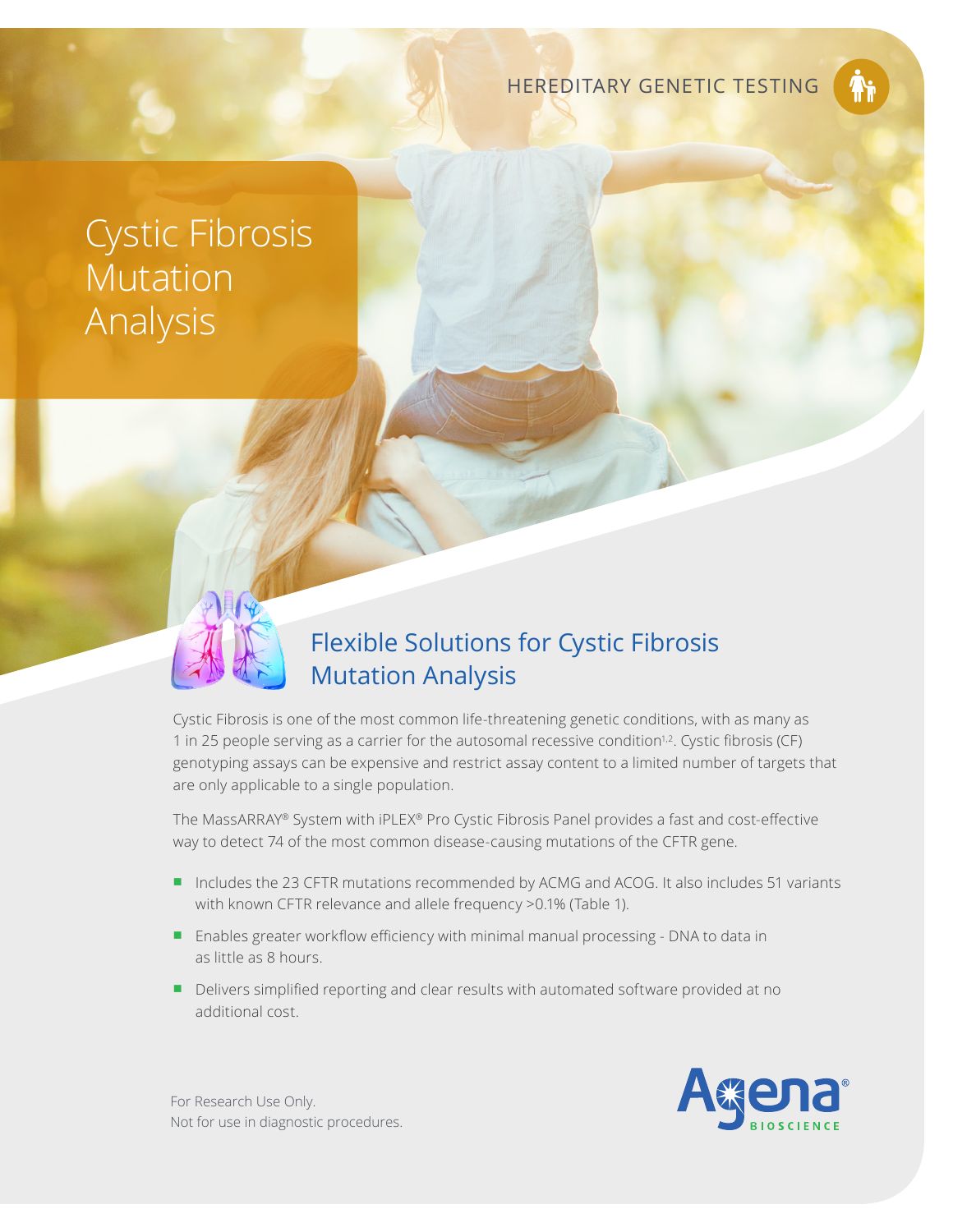HEREDITARY GENETIC TESTING

# Cystic Fibrosis Mutation Analysis

## Flexible Solutions for Cystic Fibrosis Mutation Analysis

Cystic Fibrosis is one of the most common life-threatening genetic conditions, with as many as 1 in 25 people serving as a carrier for the autosomal recessive condition[1,2]. Cystic fibrosis (CF) genotyping assays can be expensive and restrict assay content to a limited number of targets that are only applicable to a single population.

The MassARRAY® System with iPLEX® Pro Cystic Fibrosis Panel provides a fast and cost-effective way to detect 74 of the most common disease-causing mutations of the CFTR gene.

- Includes the 23 CFTR mutations recommended by ACMG and ACOG. It also includes 51 variants with known CFTR relevance and allele frequency >0.1% (Table 1).
- Enables greater workflow efficiency with minimal manual processing - DNA to data in as little as 8 hours.
- Delivers simplified reporting and clear results with automated software provided at no additional cost.

For Research Use Only.
Not for use in diagnostic procedures.

Agena® BIOSCIENCE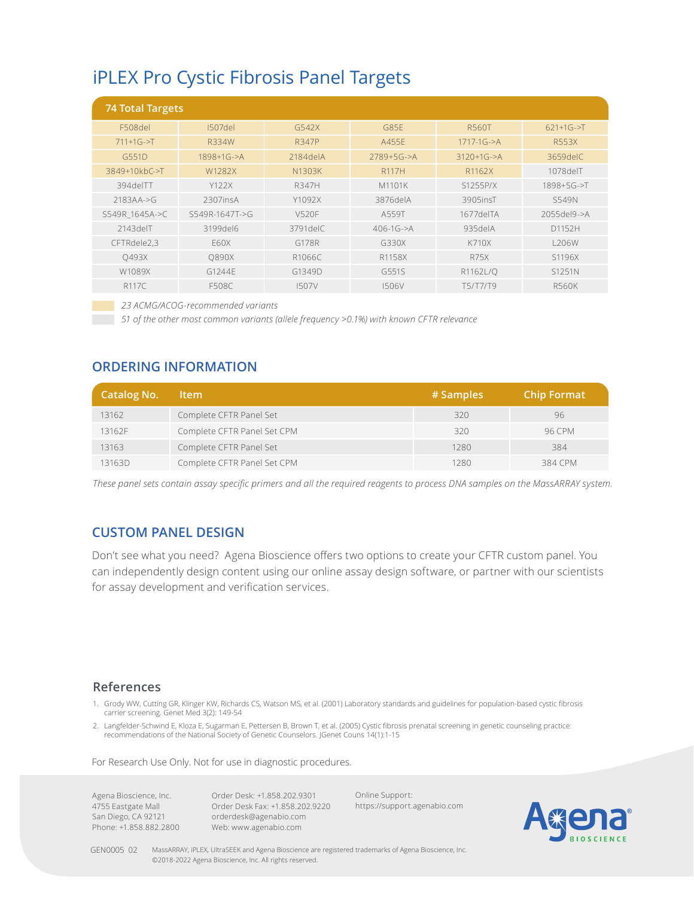# iPLEX Pro Cystic Fibrosis Panel Targets

| 74 Total Targets | | | | | |
|---|---|---|---|---|---|
| F508del | I507del | G542X | G85E | R560T | 621+1G->T |
| 711+1G->T | R334W | R347P | A455E | 1717-1G->A | R553X |
| G551D | 1898+1G->A | 2184delA | 2789+5G->A | 3120+1G->A | 3659delC |
| 3849+10kbC->T | W1282X | N1303K | R117H | R1162X | 1078delT |
| 394delTT | Y122X | R347H | M1101K | S1255P/X | 1898+5G->T |
| 2183AA->G | 2307insA | Y1092X | 3876delA | 3905insT | S549N |
| S549R_1645A->C | S549R-1647T->G | V520F | A559T | 1677delTA | 2055del9->A |
| 2143delT | 3199del6 | 3791delC | 406-1G->A | 935delA | D1152H |
| CFTRdele2,3 | E60X | G178R | G330X | K710X | L206W |
| Q493X | Q890X | R1066C | R1158X | R75X | S1196X |
| W1089X | G1244E | G1349D | G551S | R1162L/Q | S1251N |
| R117C | F508C | I507V | I506V | T5/T7/T9 | R560K |

*23 ACMG/ACOG-recommended variants*

*51 of the other most common variants (allele frequency >0.1%) with known CFTR relevance*

## ORDERING INFORMATION

| Catalog No. | Item | # Samples | Chip Format |
|---|---|---|---|
| 13162 | Complete CFTR Panel Set | 320 | 96 |
| 13162F | Complete CFTR Panel Set CPM | 320 | 96 CPM |
| 13163 | Complete CFTR Panel Set | 1280 | 384 |
| 13163D | Complete CFTR Panel Set CPM | 1280 | 384 CPM |

*These panel sets contain assay specific primers and all the required reagents to process DNA samples on the MassARRAY system.*

## CUSTOM PANEL DESIGN

Don't see what you need? Agena Bioscience offers two options to create your CFTR custom panel. You can independently design content using our online assay design software, or partner with our scientists for assay development and verification services.

## References

1. Grody WW, Cutting GR, Klinger KW, Richards CS, Watson MS, et al. (2001) Laboratory standards and guidelines for population-based cystic fibrosis carrier screening. Genet Med 3(2): 149-54
2. Langfelder-Schwind E, Kloza E, Sugarman E, Pettersen B, Brown T, et al. (2005) Cystic fibrosis prenatal screening in genetic counseling practice: recommendations of the National Society of Genetic Counselors. JGenet Couns 14(1):1-15

For Research Use Only. Not for use in diagnostic procedures.

Agena Bioscience, Inc.
4755 Eastgate Mall
San Diego, CA 92121
Phone: +1.858.882.2800

Order Desk: +1.858.202.9301
Order Desk Fax: +1.858.202.9220
orderdesk@agenabio.com
Web: www.agenabio.com

Online Support:
https://support.agenabio.com

GEN0005 02

MassARRAY, iPLEX, UltraSEEK and Agena Bioscience are registered trademarks of Agena Bioscience, Inc.
©2018-2022 Agena Bioscience, Inc. All rights reserved.